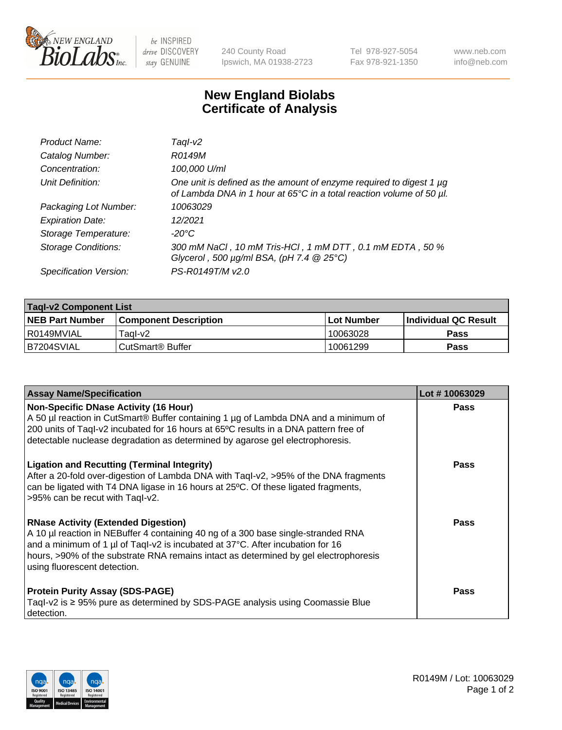# New England Biolabs Certificate of Analysis

| | |
|---|---|
| *Product Name:* | *TaqI-v2* |
| *Catalog Number:* | *R0149M* |
| *Concentration:* | *100,000 U/ml* |
| *Unit Definition:* | *One unit is defined as the amount of enzyme required to digest 1 µg of Lambda DNA in 1 hour at 65°C in a total reaction volume of 50 µl.* |
| *Packaging Lot Number:* | *10063029* |
| *Expiration Date:* | *12/2021* |
| *Storage Temperature:* | *-20°C* |
| *Storage Conditions:* | *300 mM NaCl , 10 mM Tris-HCl , 1 mM DTT , 0.1 mM EDTA , 50 % Glycerol , 500 µg/ml BSA, (pH 7.4 @ 25°C)* |
| *Specification Version:* | *PS-R0149T/M v2.0* |

| TaqI-v2 Component List | | | |
|---|---|---|---|
| **NEB Part Number** | **Component Description** | **Lot Number** | **Individual QC Result** |
| R0149MVIAL | TaqI-v2 | 10063028 | **Pass** |
| B7204SVIAL | CutSmart® Buffer | 10061299 | **Pass** |

| Assay Name/Specification | Lot # 10063029 |
|---|---|
| **Non-Specific DNase Activity (16 Hour)**<br>A 50 µl reaction in CutSmart® Buffer containing 1 µg of Lambda DNA and a minimum of 200 units of TaqI-v2 incubated for 16 hours at 65ºC results in a DNA pattern free of detectable nuclease degradation as determined by agarose gel electrophoresis. | **Pass** |
| **Ligation and Recutting (Terminal Integrity)**<br>After a 20-fold over-digestion of Lambda DNA with TaqI-v2, >95% of the DNA fragments can be ligated with T4 DNA ligase in 16 hours at 25ºC. Of these ligated fragments, >95% can be recut with TaqI-v2. | **Pass** |
| **RNase Activity (Extended Digestion)**<br>A 10 µl reaction in NEBuffer 4 containing 40 ng of a 300 base single-stranded RNA and a minimum of 1 µl of TaqI-v2 is incubated at 37°C. After incubation for 16 hours, >90% of the substrate RNA remains intact as determined by gel electrophoresis using fluorescent detection. | **Pass** |
| **Protein Purity Assay (SDS-PAGE)**<br>TaqI-v2 is ≥ 95% pure as determined by SDS-PAGE analysis using Coomassie Blue detection. | **Pass** |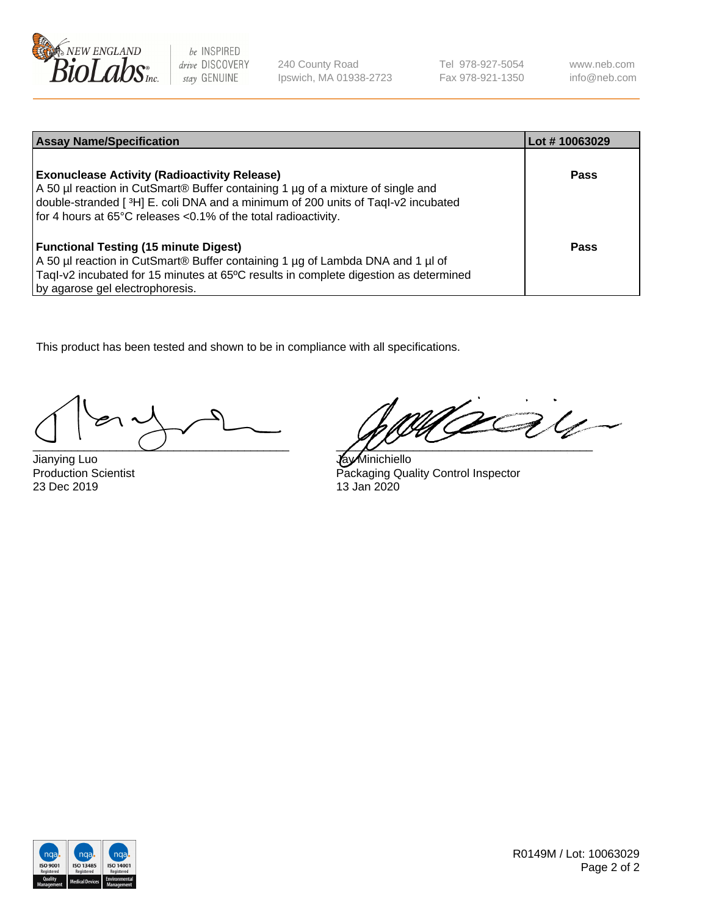| Assay Name/Specification | Lot # 10063029 |
|---|---|
| **Exonuclease Activity (Radioactivity Release)**<br>A 50 µl reaction in CutSmart® Buffer containing 1 µg of a mixture of single and double-stranded [ $^{3}$H] E. coli DNA and a minimum of 200 units of TaqI-v2 incubated for 4 hours at 65°C releases <0.1% of the total radioactivity. | **Pass** |
| **Functional Testing (15 minute Digest)**<br>A 50 µl reaction in CutSmart® Buffer containing 1 µg of Lambda DNA and 1 µl of TaqI-v2 incubated for 15 minutes at 65ºC results in complete digestion as determined by agarose gel electrophoresis. | **Pass** |

This product has been tested and shown to be in compliance with all specifications.

Jianying Luo
Production Scientist
23 Dec 2019

Jay Minichiello
Packaging Quality Control Inspector
13 Jan 2020

R0149M / Lot: 10063029